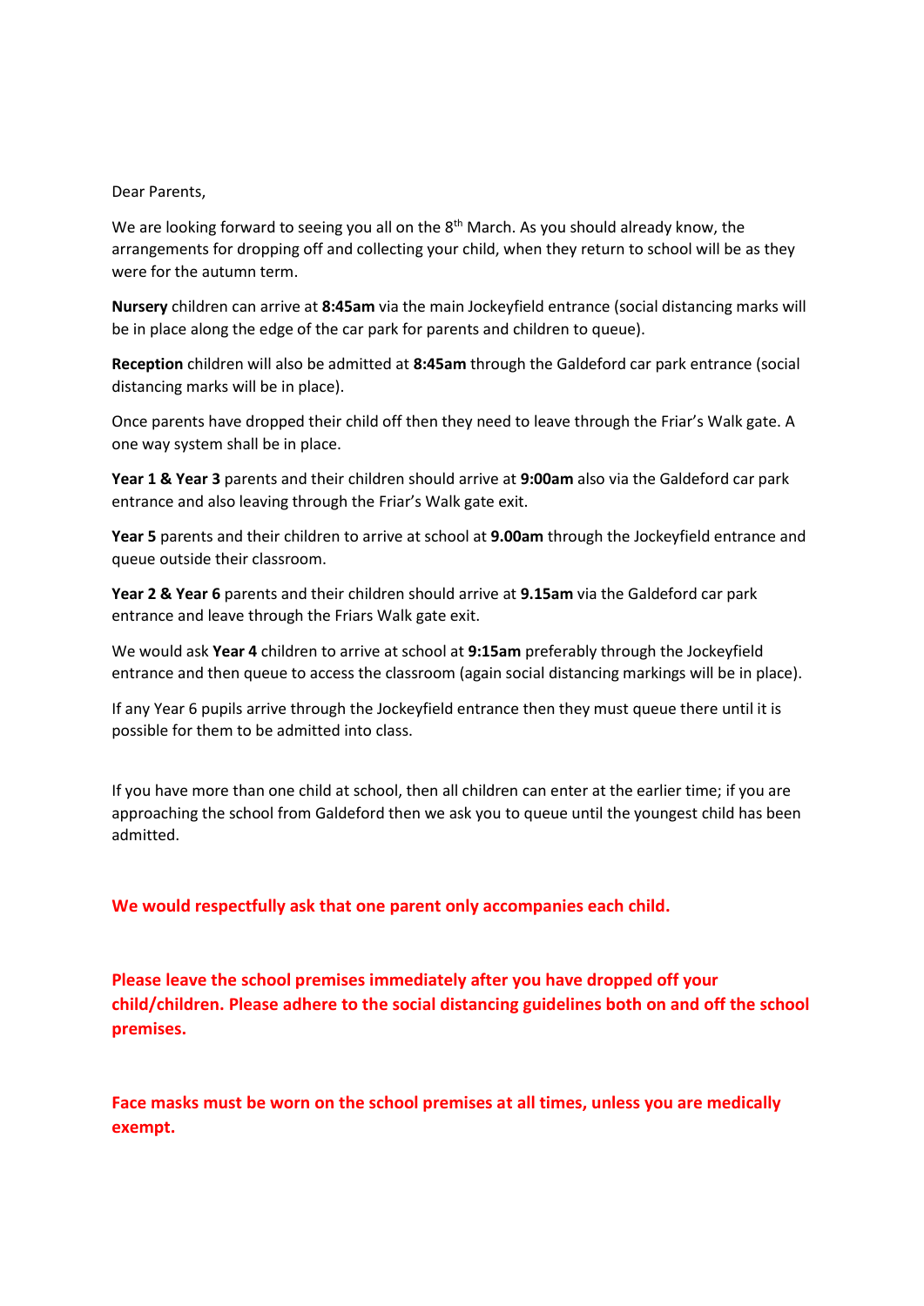Dear Parents,

We are looking forward to seeing you all on the 8th March. As you should already know, the arrangements for dropping off and collecting your child, when they return to school will be as they were for the autumn term.

**Nursery** children can arrive at **8:45am** via the main Jockeyfield entrance (social distancing marks will be in place along the edge of the car park for parents and children to queue).

**Reception** children will also be admitted at **8:45am** through the Galdeford car park entrance (social distancing marks will be in place).

Once parents have dropped their child off then they need to leave through the Friar's Walk gate. A one way system shall be in place.

**Year 1 & Year 3** parents and their children should arrive at **9:00am** also via the Galdeford car park entrance and also leaving through the Friar's Walk gate exit.

**Year 5** parents and their children to arrive at school at **9.00am** through the Jockeyfield entrance and queue outside their classroom.

**Year 2 & Year 6** parents and their children should arrive at **9.15am** via the Galdeford car park entrance and leave through the Friars Walk gate exit.

We would ask **Year 4** children to arrive at school at **9:15am** preferably through the Jockeyfield entrance and then queue to access the classroom (again social distancing markings will be in place).

If any Year 6 pupils arrive through the Jockeyfield entrance then they must queue there until it is possible for them to be admitted into class.

If you have more than one child at school, then all children can enter at the earlier time; if you are approaching the school from Galdeford then we ask you to queue until the youngest child has been admitted.

**We would respectfully ask that one parent only accompanies each child.**

**Please leave the school premises immediately after you have dropped off your child/children. Please adhere to the social distancing guidelines both on and off the school premises.**

**Face masks must be worn on the school premises at all times, unless you are medically exempt.**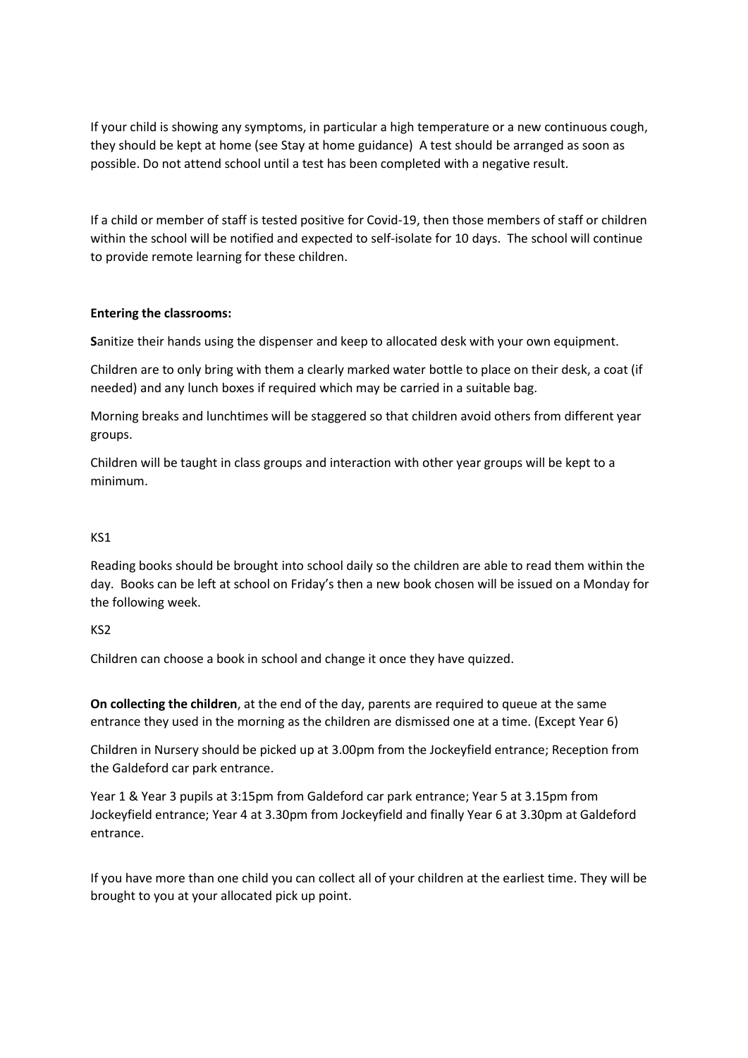If your child is showing any symptoms, in particular a high temperature or a new continuous cough, they should be kept at home (see Stay at home guidance) A test should be arranged as soon as possible. Do not attend school until a test has been completed with a negative result.

If a child or member of staff is tested positive for Covid-19, then those members of staff or children within the school will be notified and expected to self-isolate for 10 days. The school will continue to provide remote learning for these children.

**Entering the classrooms:**

**S**anitize their hands using the dispenser and keep to allocated desk with your own equipment.

Children are to only bring with them a clearly marked water bottle to place on their desk, a coat (if needed) and any lunch boxes if required which may be carried in a suitable bag.

Morning breaks and lunchtimes will be staggered so that children avoid others from different year groups.

Children will be taught in class groups and interaction with other year groups will be kept to a minimum.

KS1

Reading books should be brought into school daily so the children are able to read them within the day. Books can be left at school on Friday's then a new book chosen will be issued on a Monday for the following week.

KS2

Children can choose a book in school and change it once they have quizzed.

**On collecting the children**, at the end of the day, parents are required to queue at the same entrance they used in the morning as the children are dismissed one at a time. (Except Year 6)

Children in Nursery should be picked up at 3.00pm from the Jockeyfield entrance; Reception from the Galdeford car park entrance.

Year 1 & Year 3 pupils at 3:15pm from Galdeford car park entrance; Year 5 at 3.15pm from Jockeyfield entrance; Year 4 at 3.30pm from Jockeyfield and finally Year 6 at 3.30pm at Galdeford entrance.

If you have more than one child you can collect all of your children at the earliest time. They will be brought to you at your allocated pick up point.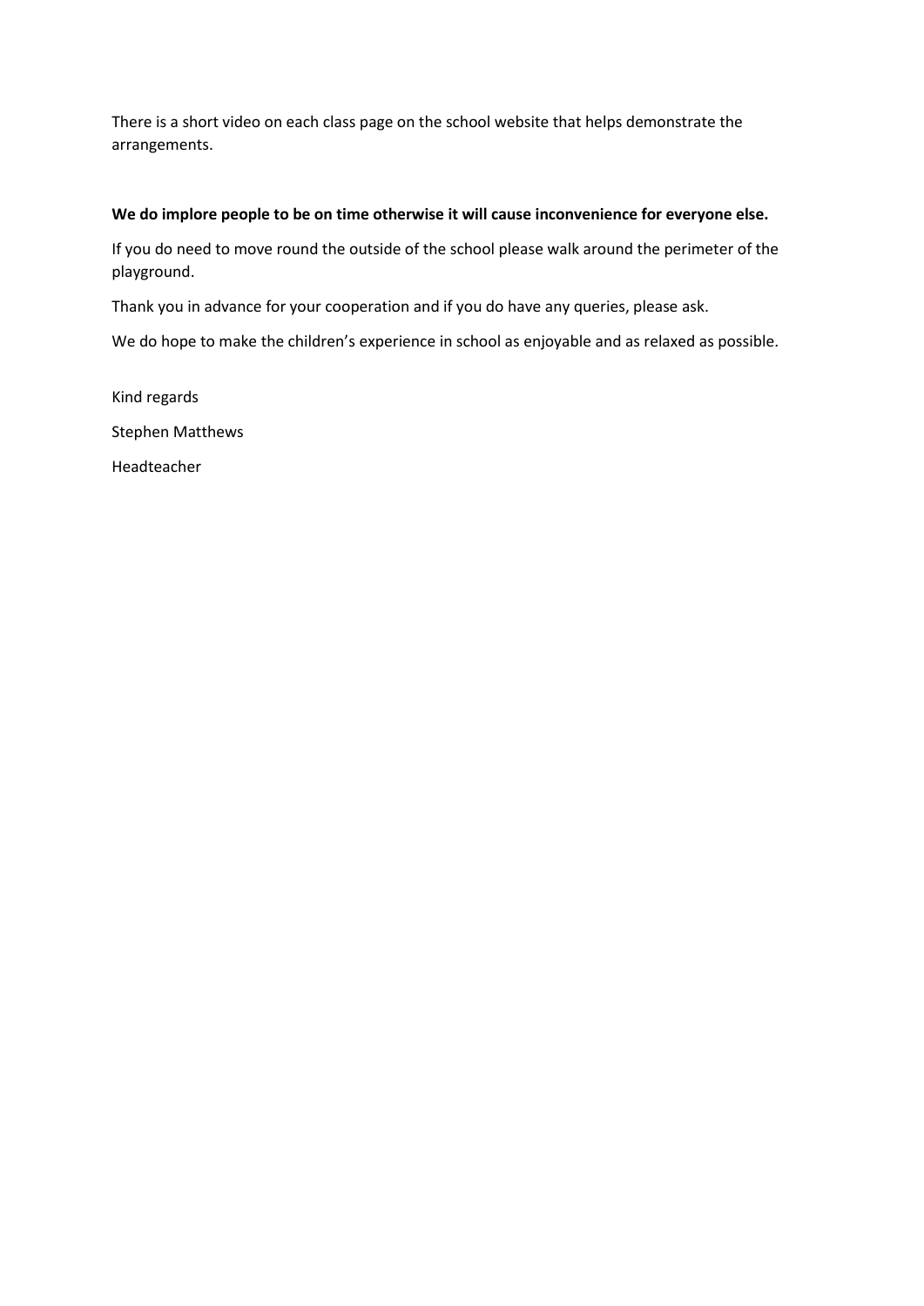There is a short video on each class page on the school website that helps demonstrate the arrangements.

**We do implore people to be on time otherwise it will cause inconvenience for everyone else.**

If you do need to move round the outside of the school please walk around the perimeter of the playground.

Thank you in advance for your cooperation and if you do have any queries, please ask.

We do hope to make the children's experience in school as enjoyable and as relaxed as possible.

Kind regards

Stephen Matthews

Headteacher